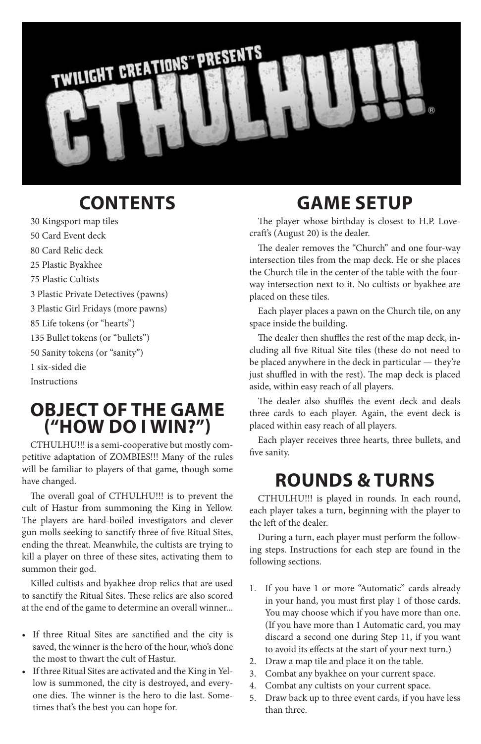# TWILIGHT CREATIONS™ PRESENTS CTHULHU!!!®

## CONTENTS

30 Kingsport map tiles
50 Card Event deck
80 Card Relic deck
25 Plastic Byakhee
75 Plastic Cultists
3 Plastic Private Detectives (pawns)
3 Plastic Girl Fridays (more pawns)
85 Life tokens (or "hearts")
135 Bullet tokens (or "bullets")
50 Sanity tokens (or "sanity")
1 six-sided die
Instructions

## OBJECT OF THE GAME ("HOW DO I WIN?")

CTHULHU!!! is a semi-cooperative but mostly competitive adaptation of ZOMBIES!!! Many of the rules will be familiar to players of that game, though some have changed.

The overall goal of CTHULHU!!! is to prevent the cult of Hastur from summoning the King in Yellow. The players are hard-boiled investigators and clever gun molls seeking to sanctify three of five Ritual Sites, ending the threat. Meanwhile, the cultists are trying to kill a player on three of these sites, activating them to summon their god.

Killed cultists and byakhee drop relics that are used to sanctify the Ritual Sites. These relics are also scored at the end of the game to determine an overall winner...

- If three Ritual Sites are sanctified and the city is saved, the winner is the hero of the hour, who's done the most to thwart the cult of Hastur.
- If three Ritual Sites are activated and the King in Yellow is summoned, the city is destroyed, and everyone dies. The winner is the hero to die last. Sometimes that's the best you can hope for.

## GAME SETUP

The player whose birthday is closest to H.P. Lovecraft's (August 20) is the dealer.

The dealer removes the "Church" and one four-way intersection tiles from the map deck. He or she places the Church tile in the center of the table with the four-way intersection next to it. No cultists or byakhee are placed on these tiles.

Each player places a pawn on the Church tile, on any space inside the building.

The dealer then shuffles the rest of the map deck, including all five Ritual Site tiles (these do not need to be placed anywhere in the deck in particular — they're just shuffled in with the rest). The map deck is placed aside, within easy reach of all players.

The dealer also shuffles the event deck and deals three cards to each player. Again, the event deck is placed within easy reach of all players.

Each player receives three hearts, three bullets, and five sanity.

## ROUNDS & TURNS

CTHULHU!!! is played in rounds. In each round, each player takes a turn, beginning with the player to the left of the dealer.

During a turn, each player must perform the following steps. Instructions for each step are found in the following sections.

1. If you have 1 or more "Automatic" cards already in your hand, you must first play 1 of those cards. You may choose which if you have more than one. (If you have more than 1 Automatic card, you may discard a second one during Step 11, if you want to avoid its effects at the start of your next turn.)
2. Draw a map tile and place it on the table.
3. Combat any byakhee on your current space.
4. Combat any cultists on your current space.
5. Draw back up to three event cards, if you have less than three.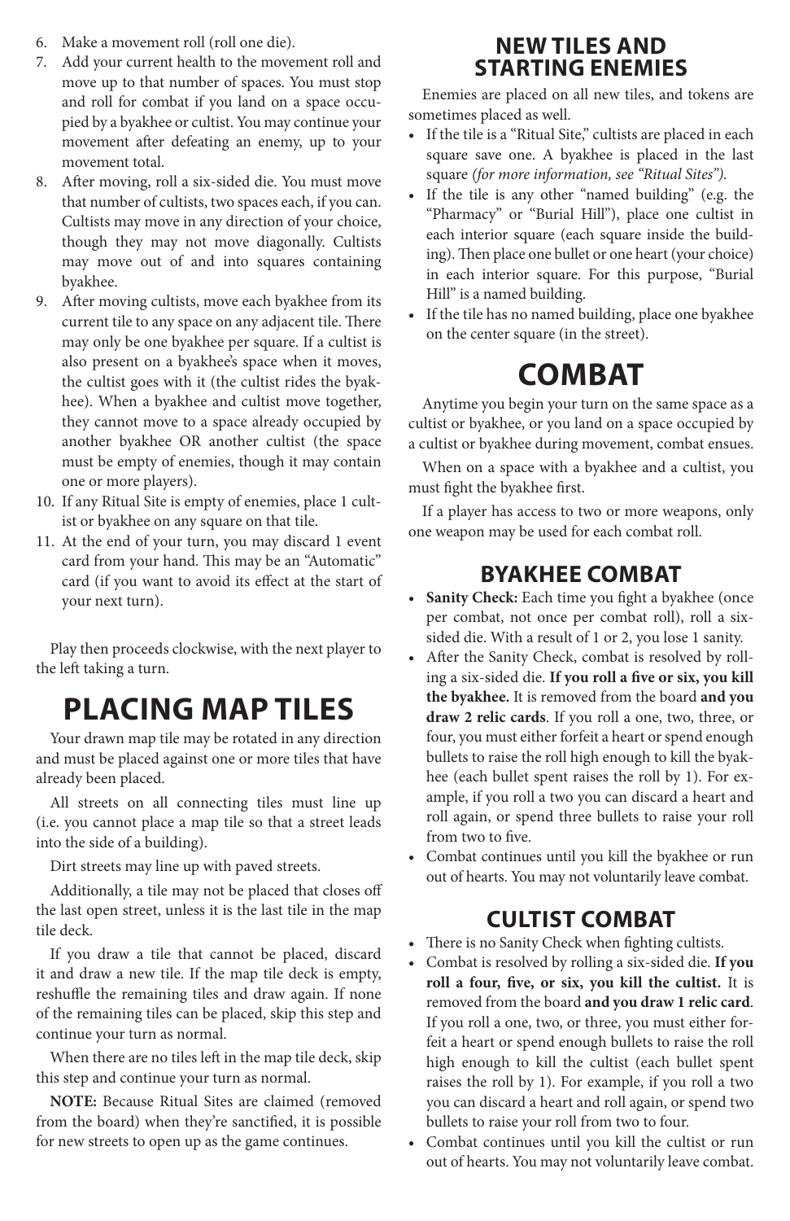6. Make a movement roll (roll one die).
7. Add your current health to the movement roll and move up to that number of spaces. You must stop and roll for combat if you land on a space occupied by a byakhee or cultist. You may continue your movement after defeating an enemy, up to your movement total.
8. After moving, roll a six-sided die. You must move that number of cultists, two spaces each, if you can. Cultists may move in any direction of your choice, though they may not move diagonally. Cultists may move out of and into squares containing byakhee.
9. After moving cultists, move each byakhee from its current tile to any space on any adjacent tile. There may only be one byakhee per square. If a cultist is also present on a byakhee's space when it moves, the cultist goes with it (the cultist rides the byakhee). When a byakhee and cultist move together, they cannot move to a space already occupied by another byakhee OR another cultist (the space must be empty of enemies, though it may contain one or more players).
10. If any Ritual Site is empty of enemies, place 1 cultist or byakhee on any square on that tile.
11. At the end of your turn, you may discard 1 event card from your hand. This may be an "Automatic" card (if you want to avoid its effect at the start of your next turn).

Play then proceeds clockwise, with the next player to the left taking a turn.

# PLACING MAP TILES

Your drawn map tile may be rotated in any direction and must be placed against one or more tiles that have already been placed.

All streets on all connecting tiles must line up (i.e. you cannot place a map tile so that a street leads into the side of a building).

Dirt streets may line up with paved streets.

Additionally, a tile may not be placed that closes off the last open street, unless it is the last tile in the map tile deck.

If you draw a tile that cannot be placed, discard it and draw a new tile. If the map tile deck is empty, reshuffle the remaining tiles and draw again. If none of the remaining tiles can be placed, skip this step and continue your turn as normal.

When there are no tiles left in the map tile deck, skip this step and continue your turn as normal.

**NOTE:** Because Ritual Sites are claimed (removed from the board) when they're sanctified, it is possible for new streets to open up as the game continues.

## NEW TILES AND STARTING ENEMIES

Enemies are placed on all new tiles, and tokens are sometimes placed as well.

- If the tile is a "Ritual Site," cultists are placed in each square save one. A byakhee is placed in the last square *(for more information, see "Ritual Sites").*
- If the tile is any other "named building" (e.g. the "Pharmacy" or "Burial Hill"), place one cultist in each interior square (each square inside the building). Then place one bullet or one heart (your choice) in each interior square. For this purpose, "Burial Hill" is a named building.
- If the tile has no named building, place one byakhee on the center square (in the street).

# COMBAT

Anytime you begin your turn on the same space as a cultist or byakhee, or you land on a space occupied by a cultist or byakhee during movement, combat ensues.

When on a space with a byakhee and a cultist, you must fight the byakhee first.

If a player has access to two or more weapons, only one weapon may be used for each combat roll.

## BYAKHEE COMBAT

- **Sanity Check:** Each time you fight a byakhee (once per combat, not once per combat roll), roll a six-sided die. With a result of 1 or 2, you lose 1 sanity.
- After the Sanity Check, combat is resolved by rolling a six-sided die. **If you roll a five or six, you kill the byakhee.** It is removed from the board **and you draw 2 relic cards**. If you roll a one, two, three, or four, you must either forfeit a heart or spend enough bullets to raise the roll high enough to kill the byakhee (each bullet spent raises the roll by 1). For example, if you roll a two you can discard a heart and roll again, or spend three bullets to raise your roll from two to five.
- Combat continues until you kill the byakhee or run out of hearts. You may not voluntarily leave combat.

## CULTIST COMBAT

- There is no Sanity Check when fighting cultists.
- Combat is resolved by rolling a six-sided die. **If you roll a four, five, or six, you kill the cultist.** It is removed from the board **and you draw 1 relic card**. If you roll a one, two, or three, you must either forfeit a heart or spend enough bullets to raise the roll high enough to kill the cultist (each bullet spent raises the roll by 1). For example, if you roll a two you can discard a heart and roll again, or spend two bullets to raise your roll from two to four.
- Combat continues until you kill the cultist or run out of hearts. You may not voluntarily leave combat.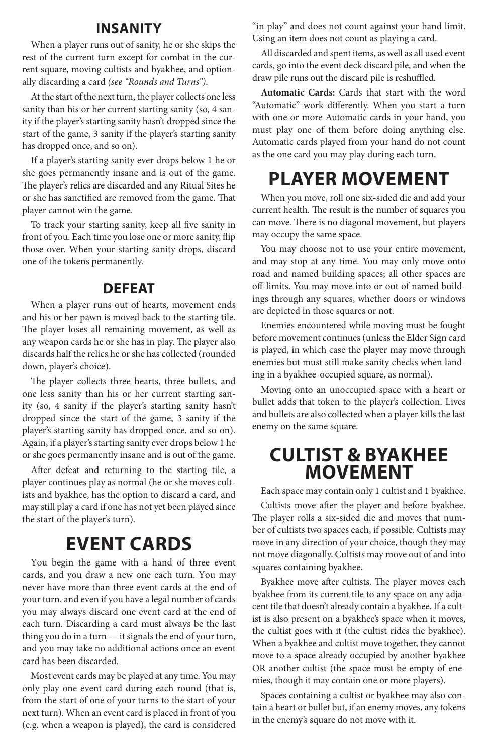## INSANITY

When a player runs out of sanity, he or she skips the rest of the current turn except for combat in the current square, moving cultists and byakhee, and optionally discarding a card *(see "Rounds and Turns")*.

At the start of the next turn, the player collects one less sanity than his or her current starting sanity (so, 4 sanity if the player's starting sanity hasn't dropped since the start of the game, 3 sanity if the player's starting sanity has dropped once, and so on).

If a player's starting sanity ever drops below 1 he or she goes permanently insane and is out of the game. The player's relics are discarded and any Ritual Sites he or she has sanctified are removed from the game. That player cannot win the game.

To track your starting sanity, keep all five sanity in front of you. Each time you lose one or more sanity, flip those over. When your starting sanity drops, discard one of the tokens permanently.

## DEFEAT

When a player runs out of hearts, movement ends and his or her pawn is moved back to the starting tile. The player loses all remaining movement, as well as any weapon cards he or she has in play. The player also discards half the relics he or she has collected (rounded down, player's choice).

The player collects three hearts, three bullets, and one less sanity than his or her current starting sanity (so, 4 sanity if the player's starting sanity hasn't dropped since the start of the game, 3 sanity if the player's starting sanity has dropped once, and so on). Again, if a player's starting sanity ever drops below 1 he or she goes permanently insane and is out of the game.

After defeat and returning to the starting tile, a player continues play as normal (he or she moves cultists and byakhee, has the option to discard a card, and may still play a card if one has not yet been played since the start of the player's turn).

# EVENT CARDS

You begin the game with a hand of three event cards, and you draw a new one each turn. You may never have more than three event cards at the end of your turn, and even if you have a legal number of cards you may always discard one event card at the end of each turn. Discarding a card must always be the last thing you do in a turn — it signals the end of your turn, and you may take no additional actions once an event card has been discarded.

Most event cards may be played at any time. You may only play one event card during each round (that is, from the start of one of your turns to the start of your next turn). When an event card is placed in front of you (e.g. when a weapon is played), the card is considered "in play" and does not count against your hand limit. Using an item does not count as playing a card.

All discarded and spent items, as well as all used event cards, go into the event deck discard pile, and when the draw pile runs out the discard pile is reshuffled.

**Automatic Cards:** Cards that start with the word "Automatic" work differently. When you start a turn with one or more Automatic cards in your hand, you must play one of them before doing anything else. Automatic cards played from your hand do not count as the one card you may play during each turn.

# PLAYER MOVEMENT

When you move, roll one six-sided die and add your current health. The result is the number of squares you can move. There is no diagonal movement, but players may occupy the same space.

You may choose not to use your entire movement, and may stop at any time. You may only move onto road and named building spaces; all other spaces are off-limits. You may move into or out of named buildings through any squares, whether doors or windows are depicted in those squares or not.

Enemies encountered while moving must be fought before movement continues (unless the Elder Sign card is played, in which case the player may move through enemies but must still make sanity checks when landing in a byakhee-occupied square, as normal).

Moving onto an unoccupied space with a heart or bullet adds that token to the player's collection. Lives and bullets are also collected when a player kills the last enemy on the same square.

# CULTIST & BYAKHEE MOVEMENT

Each space may contain only 1 cultist and 1 byakhee.

Cultists move after the player and before byakhee. The player rolls a six-sided die and moves that number of cultists two spaces each, if possible. Cultists may move in any direction of your choice, though they may not move diagonally. Cultists may move out of and into squares containing byakhee.

Byakhee move after cultists. The player moves each byakhee from its current tile to any space on any adjacent tile that doesn't already contain a byakhee. If a cultist is also present on a byakhee's space when it moves, the cultist goes with it (the cultist rides the byakhee). When a byakhee and cultist move together, they cannot move to a space already occupied by another byakhee OR another cultist (the space must be empty of enemies, though it may contain one or more players).

Spaces containing a cultist or byakhee may also contain a heart or bullet but, if an enemy moves, any tokens in the enemy's square do not move with it.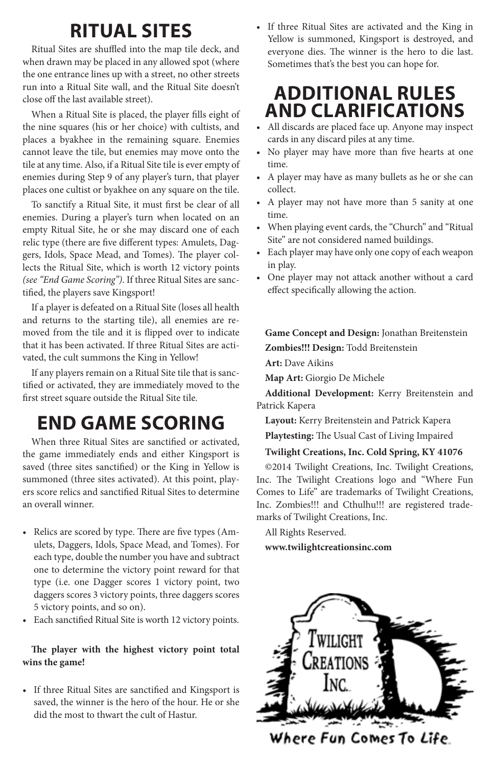# RITUAL SITES

Ritual Sites are shuffled into the map tile deck, and when drawn may be placed in any allowed spot (where the one entrance lines up with a street, no other streets run into a Ritual Site wall, and the Ritual Site doesn't close off the last available street).

When a Ritual Site is placed, the player fills eight of the nine squares (his or her choice) with cultists, and places a byakhee in the remaining square. Enemies cannot leave the tile, but enemies may move onto the tile at any time. Also, if a Ritual Site tile is ever empty of enemies during Step 9 of any player's turn, that player places one cultist or byakhee on any square on the tile.

To sanctify a Ritual Site, it must first be clear of all enemies. During a player's turn when located on an empty Ritual Site, he or she may discard one of each relic type (there are five different types: Amulets, Daggers, Idols, Space Mead, and Tomes). The player collects the Ritual Site, which is worth 12 victory points *(see "End Game Scoring")*. If three Ritual Sites are sanctified, the players save Kingsport!

If a player is defeated on a Ritual Site (loses all health and returns to the starting tile), all enemies are removed from the tile and it is flipped over to indicate that it has been activated. If three Ritual Sites are activated, the cult summons the King in Yellow!

If any players remain on a Ritual Site tile that is sanctified or activated, they are immediately moved to the first street square outside the Ritual Site tile.

# END GAME SCORING

When three Ritual Sites are sanctified or activated, the game immediately ends and either Kingsport is saved (three sites sanctified) or the King in Yellow is summoned (three sites activated). At this point, players score relics and sanctified Ritual Sites to determine an overall winner.

- Relics are scored by type. There are five types (Amulets, Daggers, Idols, Space Mead, and Tomes). For each type, double the number you have and subtract one to determine the victory point reward for that type (i.e. one Dagger scores 1 victory point, two daggers scores 3 victory points, three daggers scores 5 victory points, and so on).
- Each sanctified Ritual Site is worth 12 victory points.

**The player with the highest victory point total wins the game!**

- If three Ritual Sites are sanctified and Kingsport is saved, the winner is the hero of the hour. He or she did the most to thwart the cult of Hastur.
- If three Ritual Sites are activated and the King in Yellow is summoned, Kingsport is destroyed, and everyone dies. The winner is the hero to die last. Sometimes that's the best you can hope for.

# ADDITIONAL RULES AND CLARIFICATIONS

- All discards are placed face up. Anyone may inspect cards in any discard piles at any time.
- No player may have more than five hearts at one time.
- A player may have as many bullets as he or she can collect.
- A player may not have more than 5 sanity at one time.
- When playing event cards, the "Church" and "Ritual Site" are not considered named buildings.
- Each player may have only one copy of each weapon in play.
- One player may not attack another without a card effect specifically allowing the action.

**Game Concept and Design:** Jonathan Breitenstein

**Zombies!!! Design:** Todd Breitenstein

**Art:** Dave Aikins

**Map Art:** Giorgio De Michele

**Additional Development:** Kerry Breitenstein and Patrick Kapera

**Layout:** Kerry Breitenstein and Patrick Kapera

**Playtesting:** The Usual Cast of Living Impaired

**Twilight Creations, Inc. Cold Spring, KY 41076**

©2014 Twilight Creations, Inc. Twilight Creations, Inc. The Twilight Creations logo and "Where Fun Comes to Life" are trademarks of Twilight Creations, Inc. Zombies!!! and Cthulhu!!! are registered trademarks of Twilight Creations, Inc.

All Rights Reserved.

**www.twilightcreationsinc.com**

Twilight Creations Inc.

Where Fun Comes To Life.